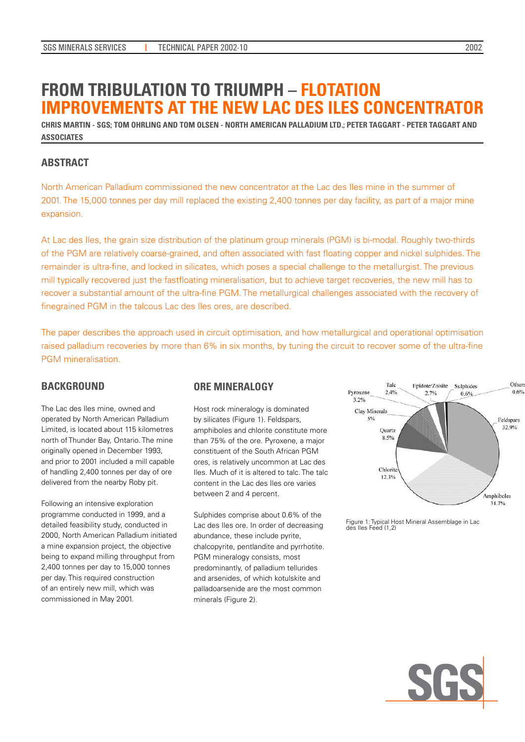# FROM TRIBULATION TO TRIUMPH – FLOTATION IMPROVEMENTS AT THE NEW LAC DES ILES CONCENTRATOR

**CHRIS MARTIN - SGS; TOM OHRLING AND TOM OLSEN - NORTH AMERICAN PALLADIUM LTD.; PETER TAGGART - PETER TAGGART AND ASSOCIATES**

## ABSTRACT

North American Palladium commissioned the new concentrator at the Lac des Iles mine in the summer of 2001. The 15,000 tonnes per day mill replaced the existing 2,400 tonnes per day facility, as part of a major mine expansion.

At Lac des Iles, the grain size distribution of the platinum group minerals (PGM) is bi-modal. Roughly two-thirds of the PGM are relatively coarse-grained, and often associated with fast floating copper and nickel sulphides. The remainder is ultra-fine, and locked in silicates, which poses a special challenge to the metallurgist. The previous mill typically recovered just the fastfloating mineralisation, but to achieve target recoveries, the new mill has to recover a substantial amount of the ultra-fine PGM. The metallurgical challenges associated with the recovery of finegrained PGM in the talcous Lac des Iles ores, are described.

The paper describes the approach used in circuit optimisation, and how metallurgical and operational optimisation raised palladium recoveries by more than 6% in six months, by tuning the circuit to recover some of the ultra-fine PGM mineralisation.

## BACKGROUND

The Lac des Iles mine, owned and operated by North American Palladium Limited, is located about 115 kilometres north of Thunder Bay, Ontario. The mine originally opened in December 1993, and prior to 2001 included a mill capable of handling 2,400 tonnes per day of ore delivered from the nearby Roby pit.

Following an intensive exploration programme conducted in 1999, and a detailed feasibility study, conducted in 2000, North American Palladium initiated a mine expansion project, the objective being to expand milling throughput from 2,400 tonnes per day to 15,000 tonnes per day. This required construction of an entirely new mill, which was commissioned in May 2001.

## ORE MINERALOGY

Host rock mineralogy is dominated by silicates (Figure 1). Feldspars, amphiboles and chlorite constitute more than 75% of the ore. Pyroxene, a major constituent of the South African PGM ores, is relatively uncommon at Lac des Iles. Much of it is altered to talc. The talc content in the Lac des Iles ore varies between 2 and 4 percent.

Sulphides comprise about 0.6% of the Lac des Iles ore. In order of decreasing abundance, these include pyrite, chalcopyrite, pentlandite and pyrrhotite. PGM mineralogy consists, most predominantly, of palladium tellurides and arsenides, of which kotulskite and palladoarsenide are the most common minerals (Figure 2).

| Mineral | % |
|---|---|
| Feldspars | 32.9% |
| Amphiboles | 31.7% |
| Chlorite | 12.3% |
| Quartz | 8.5% |
| Clay Minerals | 5% |
| Pyroxene | 3.2% |
| Epidote/Zoisite | 2.7% |
| Talc | 2.4% |
| Sulphides | 0.6% |
| Others | 0.6% |

Figure 1: Typical Host Mineral Assemblage in Lac des Iles Feed (1,2)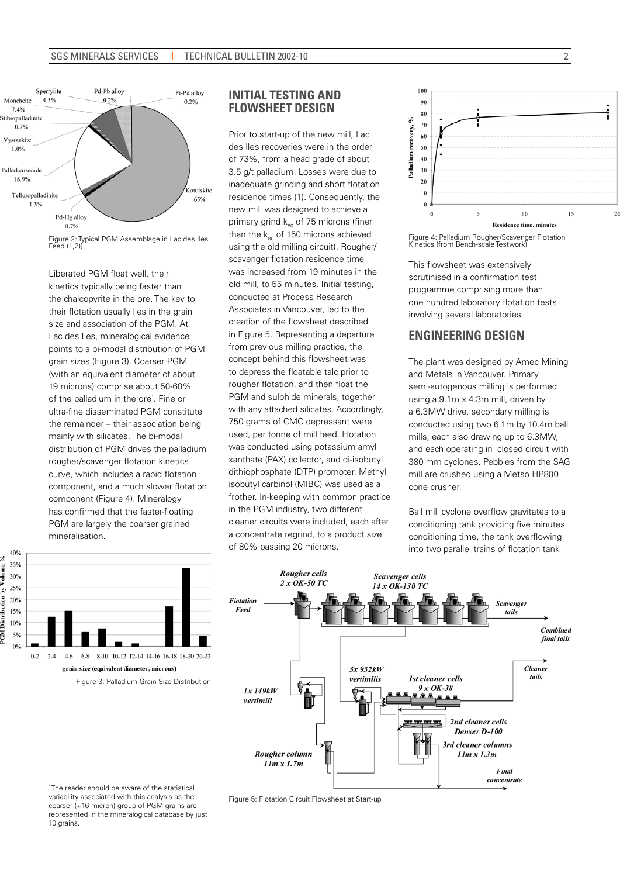Figure 2: Typical PGM Assemblage in Lac des Iles Feed (1,2))

Liberated PGM float well, their kinetics typically being faster than the chalcopyrite in the ore. The key to their flotation usually lies in the grain size and association of the PGM. At Lac des Iles, mineralogical evidence points to a bi-modal distribution of PGM grain sizes (Figure 3). Coarser PGM (with an equivalent diameter of about 19 microns) comprise about 50-60% of the palladium in the ore[1]. Fine or ultra-fine disseminated PGM constitute the remainder – their association being mainly with silicates. The bi-modal distribution of PGM drives the palladium rougher/scavenger flotation kinetics curve, which includes a rapid flotation component, and a much slower flotation component (Figure 4). Mineralogy has confirmed that the faster-floating PGM are largely the coarser grained mineralisation.

Figure 3: Palladium Grain Size Distribution

## INITIAL TESTING AND FLOWSHEET DESIGN

Prior to start-up of the new mill, Lac des Iles recoveries were in the order of 73%, from a head grade of about 3.5 g/t palladium. Losses were due to inadequate grinding and short flotation residence times (1). Consequently, the new mill was designed to achieve a primary grind $k_{80}$ of 75 microns (finer than the $k_{80}$ of 150 microns achieved using the old milling circuit). Rougher/scavenger flotation residence time was increased from 19 minutes in the old mill, to 55 minutes. Initial testing, conducted at Process Research Associates in Vancouver, led to the creation of the flowsheet described in Figure 5. Representing a departure from previous milling practice, the concept behind this flowsheet was to depress the floatable talc prior to rougher flotation, and then float the PGM and sulphide minerals, together with any attached silicates. Accordingly, 750 grams of CMC depressant were used, per tonne of mill feed. Flotation was conducted using potassium amyl xanthate (PAX) collector, and di-isobutyl dithiophosphate (DTP) promoter. Methyl isobutyl carbinol (MIBC) was used as a frother. In-keeping with common practice in the PGM industry, two different cleaner circuits were included, each after a concentrate regrind, to a product size of 80% passing 20 microns.

Figure 4: Palladium Rougher/Scavenger Flotation Kinetics (from Bench-scale Testwork)

This flowsheet was extensively scrutinised in a confirmation test programme comprising more than one hundred laboratory flotation tests involving several laboratories.

## ENGINEERING DESIGN

The plant was designed by Amec Mining and Metals in Vancouver. Primary semi-autogenous milling is performed using a 9.1m x 4.3m mill, driven by a 6.3MW drive, secondary milling is conducted using two 6.1m by 10.4m ball mills, each also drawing up to 6.3MW, and each operating in closed circuit with 380 mm cyclones. Pebbles from the SAG mill are crushed using a Metso HP800 cone crusher.

Ball mill cyclone overflow gravitates to a conditioning tank providing five minutes conditioning time, the tank overflowing into two parallel trains of flotation tank

Figure 5: Flotation Circuit Flowsheet at Start-up

[1]The reader should be aware of the statistical variability associated with this analysis as the coarser (+16 micron) group of PGM grains are represented in the mineralogical database by just 10 grains.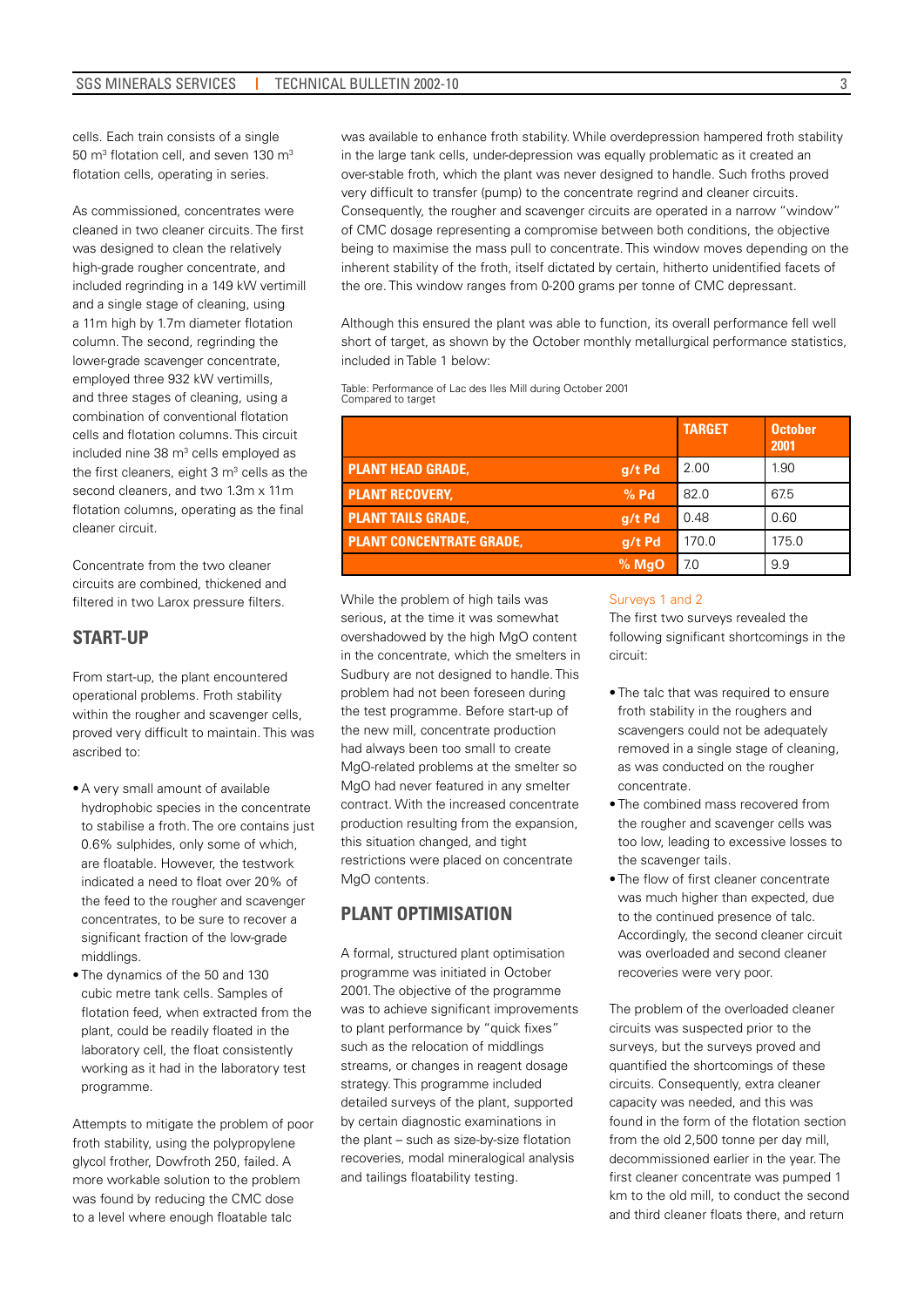cells. Each train consists of a single 50 m$^3$ flotation cell, and seven 130 m$^3$ flotation cells, operating in series.

As commissioned, concentrates were cleaned in two cleaner circuits. The first was designed to clean the relatively high-grade rougher concentrate, and included regrinding in a 149 kW vertimill and a single stage of cleaning, using a 11m high by 1.7m diameter flotation column. The second, regrinding the lower-grade scavenger concentrate, employed three 932 kW vertimills, and three stages of cleaning, using a combination of conventional flotation cells and flotation columns. This circuit included nine 38 m$^3$ cells employed as the first cleaners, eight 3 m$^3$ cells as the second cleaners, and two 1.3m x 11m flotation columns, operating as the final cleaner circuit.

Concentrate from the two cleaner circuits are combined, thickened and filtered in two Larox pressure filters.

## START-UP

From start-up, the plant encountered operational problems. Froth stability within the rougher and scavenger cells, proved very difficult to maintain. This was ascribed to:

- A very small amount of available hydrophobic species in the concentrate to stabilise a froth. The ore contains just 0.6% sulphides, only some of which, are floatable. However, the testwork indicated a need to float over 20% of the feed to the rougher and scavenger concentrates, to be sure to recover a significant fraction of the low-grade middlings.
- The dynamics of the 50 and 130 cubic metre tank cells. Samples of flotation feed, when extracted from the plant, could be readily floated in the laboratory cell, the float consistently working as it had in the laboratory test programme.

Attempts to mitigate the problem of poor froth stability, using the polypropylene glycol frother, Dowfroth 250, failed. A more workable solution to the problem was found by reducing the CMC dose to a level where enough floatable talc was available to enhance froth stability. While overdepression hampered froth stability in the large tank cells, under-depression was equally problematic as it created an over-stable froth, which the plant was never designed to handle. Such froths proved very difficult to transfer (pump) to the concentrate regrind and cleaner circuits. Consequently, the rougher and scavenger circuits are operated in a narrow "window" of CMC dosage representing a compromise between both conditions, the objective being to maximise the mass pull to concentrate. This window moves depending on the inherent stability of the froth, itself dictated by certain, hitherto unidentified facets of the ore. This window ranges from 0-200 grams per tonne of CMC depressant.

Although this ensured the plant was able to function, its overall performance fell well short of target, as shown by the October monthly metallurgical performance statistics, included in Table 1 below:

Table: Performance of Lac des Iles Mill during October 2001
Compared to target

| | | TARGET | October 2001 |
|---|---|---|---|
| PLANT HEAD GRADE, | g/t Pd | 2.00 | 1.90 |
| PLANT RECOVERY, | % Pd | 82.0 | 67.5 |
| PLANT TAILS GRADE, | g/t Pd | 0.48 | 0.60 |
| PLANT CONCENTRATE GRADE, | g/t Pd | 170.0 | 175.0 |
| | % MgO | 7.0 | 9.9 |

While the problem of high tails was serious, at the time it was somewhat overshadowed by the high MgO content in the concentrate, which the smelters in Sudbury are not designed to handle. This problem had not been foreseen during the test programme. Before start-up of the new mill, concentrate production had always been too small to create MgO-related problems at the smelter so MgO had never featured in any smelter contract. With the increased concentrate production resulting from the expansion, this situation changed, and tight restrictions were placed on concentrate MgO contents.

## PLANT OPTIMISATION

A formal, structured plant optimisation programme was initiated in October 2001. The objective of the programme was to achieve significant improvements to plant performance by "quick fixes" such as the relocation of middlings streams, or changes in reagent dosage strategy. This programme included detailed surveys of the plant, supported by certain diagnostic examinations in the plant – such as size-by-size flotation recoveries, modal mineralogical analysis and tailings floatability testing.

### Surveys 1 and 2

The first two surveys revealed the following significant shortcomings in the circuit:

- The talc that was required to ensure froth stability in the roughers and scavengers could not be adequately removed in a single stage of cleaning, as was conducted on the rougher concentrate.
- The combined mass recovered from the rougher and scavenger cells was too low, leading to excessive losses to the scavenger tails.
- The flow of first cleaner concentrate was much higher than expected, due to the continued presence of talc. Accordingly, the second cleaner circuit was overloaded and second cleaner recoveries were very poor.

The problem of the overloaded cleaner circuits was suspected prior to the surveys, but the surveys proved and quantified the shortcomings of these circuits. Consequently, extra cleaner capacity was needed, and this was found in the form of the flotation section from the old 2,500 tonne per day mill, decommissioned earlier in the year. The first cleaner concentrate was pumped 1 km to the old mill, to conduct the second and third cleaner floats there, and return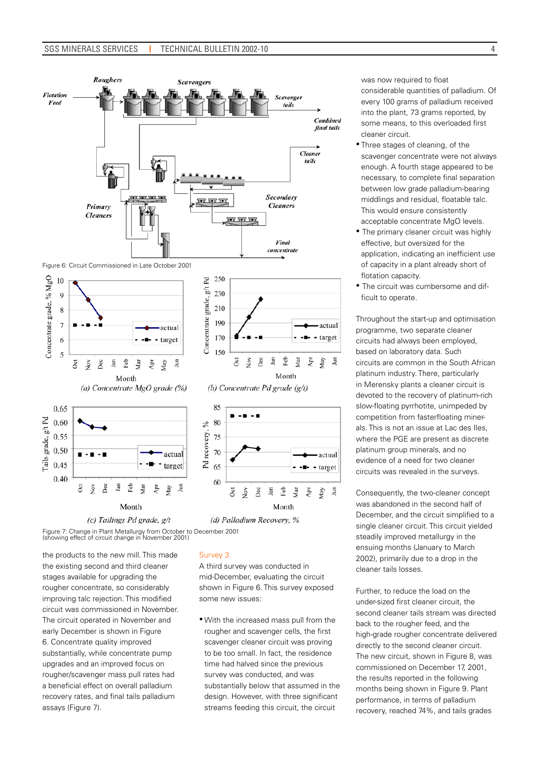Figure 6: Circuit Commissioned in Late October 2001

Figure 7: Change in Plant Metallurgy from October to December 2001 (showing effect of circuit change in November 2001)

the products to the new mill. This made the existing second and third cleaner stages available for upgrading the rougher concentrate, so considerably improving talc rejection. This modified circuit was commissioned in November. The circuit operated in November and early December is shown in Figure 6. Concentrate quality improved substantially, while concentrate pump upgrades and an improved focus on rougher/scavenger mass pull rates had a beneficial effect on overall palladium recovery rates, and final tails palladium assays (Figure 7).

## Survey 3

A third survey was conducted in mid-December, evaluating the circuit shown in Figure 6. This survey exposed some new issues:

- With the increased mass pull from the rougher and scavenger cells, the first scavenger cleaner circuit was proving to be too small. In fact, the residence time had halved since the previous survey was conducted, and was substantially below that assumed in the design. However, with three significant streams feeding this circuit, the circuit was now required to float considerable quantities of palladium. Of every 100 grams of palladium received into the plant, 73 grams reported, by some means, to this overloaded first cleaner circuit.
- Three stages of cleaning, of the scavenger concentrate were not always enough. A fourth stage appeared to be necessary, to complete final separation between low grade palladium-bearing middlings and residual, floatable talc. This would ensure consistently acceptable concentrate MgO levels.
- The primary cleaner circuit was highly effective, but oversized for the application, indicating an inefficient use of capacity in a plant already short of flotation capacity.
- The circuit was cumbersome and difficult to operate.

Throughout the start-up and optimisation programme, two separate cleaner circuits had always been employed, based on laboratory data. Such circuits are common in the South African platinum industry. There, particularly in Merensky plants a cleaner circuit is devoted to the recovery of platinum-rich slow-floating pyrrhotite, unimpeded by competition from fasterfloating minerals. This is not an issue at Lac des Iles, where the PGE are present as discrete platinum group minerals, and no evidence of a need for two cleaner circuits was revealed in the surveys.

Consequently, the two-cleaner concept was abandoned in the second half of December, and the circuit simplified to a single cleaner circuit. This circuit yielded steadily improved metallurgy in the ensuing months (January to March 2002), primarily due to a drop in the cleaner tails losses.

Further, to reduce the load on the under-sized first cleaner circuit, the second cleaner tails stream was directed back to the rougher feed, and the high-grade rougher concentrate delivered directly to the second cleaner circuit. The new circuit, shown in Figure 8, was commissioned on December 17, 2001, the results reported in the following months being shown in Figure 9. Plant performance, in terms of palladium recovery, reached 74%, and tails grades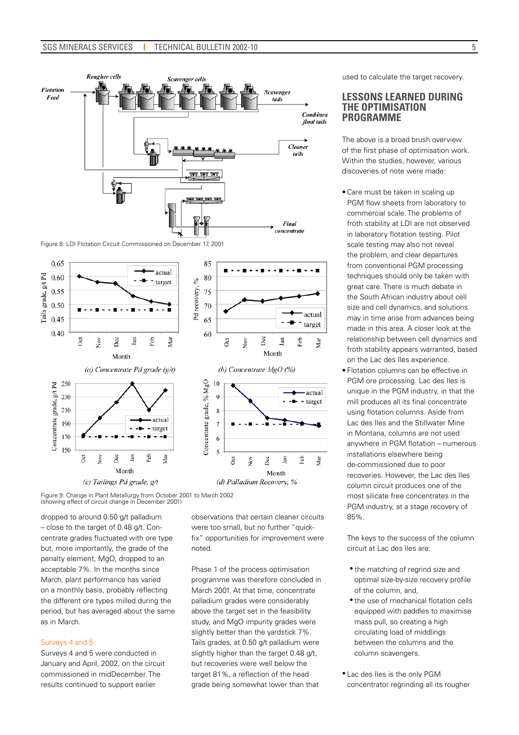Figure 8: LDI Flotation Circuit Commissioned on December 17, 2001

Figure 9: Change in Plant Metallurgy from October 2001 to March 2002 (showing effect of circuit change in December 2001)

dropped to around 0.50 g/t palladium – close to the target of 0.48 g/t. Concentrate grades fluctuated with ore type but, more importantly, the grade of the penalty element, MgO, dropped to an acceptable 7%. In the months since March, plant performance has varied on a monthly basis, probably reflecting the different ore types milled during the period, but has averaged about the same as in March.

### Surveys 4 and 5

Surveys 4 and 5 were conducted in January and April, 2002, on the circuit commissioned in midDecember. The results continued to support earlier observations that certain cleaner circuits were too small, but no further "quick-fix" opportunities for improvement were noted.

Phase 1 of the process optimisation programme was therefore concluded in March 2001. At that time, concentrate palladium grades were considerably above the target set in the feasibility study, and MgO impurity grades were slightly better than the yardstick 7%. Tails grades, at 0.50 g/t palladium were slightly higher than the target 0.48 g/t, but recoveries were well below the target 81%, a reflection of the head grade being somewhat lower than that used to calculate the target recovery.

## LESSONS LEARNED DURING THE OPTIMISATION PROGRAMME

The above is a broad brush overview of the first phase of optimisation work. Within the studies, however, various discoveries of note were made:

- Care must be taken in scaling up PGM flow sheets from laboratory to commercial scale. The problems of froth stability at LDI are not observed in laboratory flotation testing. Pilot scale testing may also not reveal the problem, and clear departures from conventional PGM processing techniques should only be taken with great care. There is much debate in the South African industry about cell size and cell dynamics, and solutions may in time arise from advances being made in this area. A closer look at the relationship between cell dynamics and froth stability appears warranted, based on the Lac des Iles experience.
- Flotation columns can be effective in PGM ore processing. Lac des Iles is unique in the PGM industry, in that the mill produces all its final concentrate using flotation columns. Aside from Lac des Iles and the Stillwater Mine in Montana, columns are not used anywhere in PGM flotation – numerous installations elsewhere being de-commissioned due to poor recoveries. However, the Lac des Iles column circuit produces one of the most silicate free concentrates in the PGM industry, at a stage recovery of 85%.

  The keys to the success of the column circuit at Lac des Iles are:

  - the matching of regrind size and optimal size-by-size recovery profile of the column, and,
  - the use of mechanical flotation cells equipped with paddles to maximise mass pull, so creating a high circulating load of middlings between the columns and the column scavengers.

- Lac des Iles is the only PGM concentrator regrinding all its rougher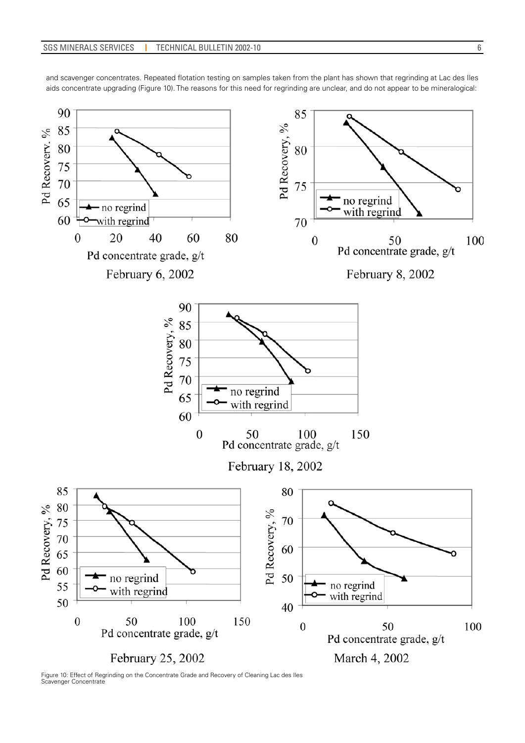and scavenger concentrates. Repeated flotation testing on samples taken from the plant has shown that regrinding at Lac des Iles aids concentrate upgrading (Figure 10). The reasons for this need for regrinding are unclear, and do not appear to be mineralogical:

Figure 10: Effect of Regrinding on the Concentrate Grade and Recovery of Cleaning Lac des Iles Scavenger Concentrate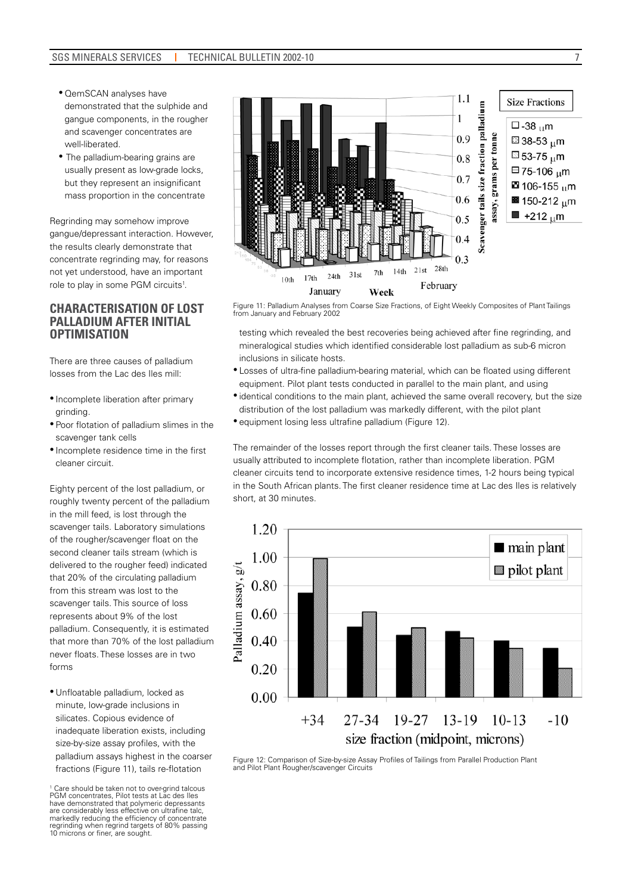- QemSCAN analyses have demonstrated that the sulphide and gangue components, in the rougher and scavenger concentrates are well-liberated.
- The palladium-bearing grains are usually present as low-grade locks, but they represent an insignificant mass proportion in the concentrate

Regrinding may somehow improve gangue/depressant interaction. However, the results clearly demonstrate that concentrate regrinding may, for reasons not yet understood, have an important role to play in some PGM circuits[1].

## CHARACTERISATION OF LOST PALLADIUM AFTER INITIAL OPTIMISATION

There are three causes of palladium losses from the Lac des Iles mill:

- Incomplete liberation after primary grinding.
- Poor flotation of palladium slimes in the scavenger tank cells
- Incomplete residence time in the first cleaner circuit.

Eighty percent of the lost palladium, or roughly twenty percent of the palladium in the mill feed, is lost through the scavenger tails. Laboratory simulations of the rougher/scavenger float on the second cleaner tails stream (which is delivered to the rougher feed) indicated that 20% of the circulating palladium from this stream was lost to the scavenger tails. This source of loss represents about 9% of the lost palladium. Consequently, it is estimated that more than 70% of the lost palladium never floats. These losses are in two forms

- Unfloatable palladium, locked as minute, low-grade inclusions in silicates. Copious evidence of inadequate liberation exists, including size-by-size assay profiles, with the palladium assays highest in the coarser fractions (Figure 11), tails re-flotation testing which revealed the best recoveries being achieved after fine regrinding, and mineralogical studies which identified considerable lost palladium as sub-6 micron inclusions in silicate hosts.
- Losses of ultra-fine palladium-bearing material, which can be floated using different equipment. Pilot plant tests conducted in parallel to the main plant, and using identical conditions to the main plant, achieved the same overall recovery, but the size distribution of the lost palladium was markedly different, with the pilot plant equipment losing less ultrafine palladium (Figure 12).

Figure 11: Palladium Analyses from Coarse Size Fractions, of Eight Weekly Composites of Plant Tailings from January and February 2002

The remainder of the losses report through the first cleaner tails. These losses are usually attributed to incomplete flotation, rather than incomplete liberation. PGM cleaner circuits tend to incorporate extensive residence times, 1-2 hours being typical in the South African plants. The first cleaner residence time at Lac des Iles is relatively short, at 30 minutes.

Figure 12: Comparison of Size-by-size Assay Profiles of Tailings from Parallel Production Plant and Pilot Plant Rougher/scavenger Circuits

[1] Care should be taken not to over-grind talcous PGM concentrates, Pilot tests at Lac des Iles have demonstrated that polymeric depressants are considerably less effective on ultrafine talc, markedly reducing the efficiency of concentrate regrinding when regrind targets of 80% passing 10 microns or finer, are sought.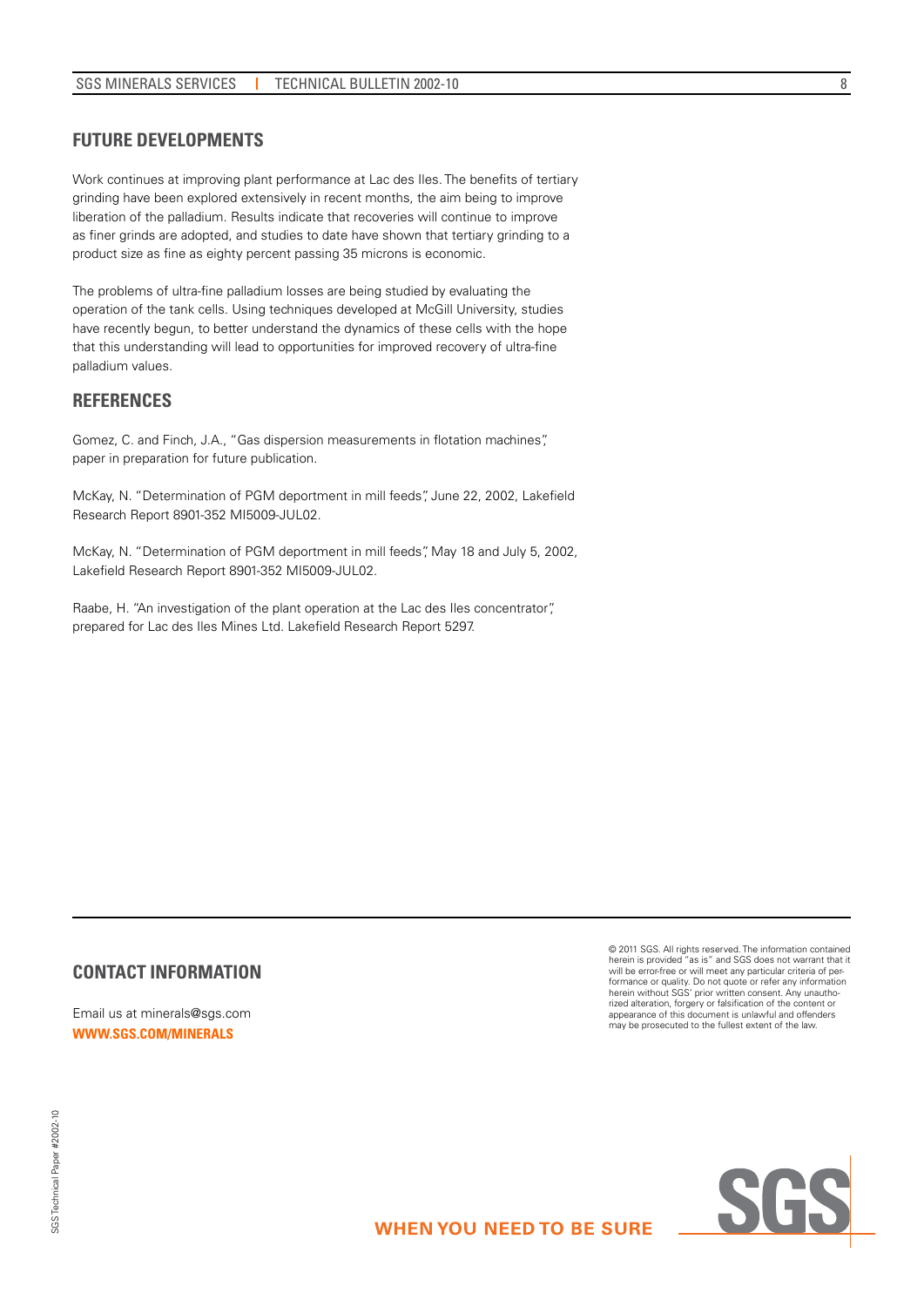## FUTURE DEVELOPMENTS

Work continues at improving plant performance at Lac des Iles. The benefits of tertiary grinding have been explored extensively in recent months, the aim being to improve liberation of the palladium. Results indicate that recoveries will continue to improve as finer grinds are adopted, and studies to date have shown that tertiary grinding to a product size as fine as eighty percent passing 35 microns is economic.

The problems of ultra-fine palladium losses are being studied by evaluating the operation of the tank cells. Using techniques developed at McGill University, studies have recently begun, to better understand the dynamics of these cells with the hope that this understanding will lead to opportunities for improved recovery of ultra-fine palladium values.

## REFERENCES

Gomez, C. and Finch, J.A., "Gas dispersion measurements in flotation machines", paper in preparation for future publication.

McKay, N. "Determination of PGM deportment in mill feeds", June 22, 2002, Lakefield Research Report 8901-352 MI5009-JUL02.

McKay, N. "Determination of PGM deportment in mill feeds", May 18 and July 5, 2002, Lakefield Research Report 8901-352 MI5009-JUL02.

Raabe, H. "An investigation of the plant operation at the Lac des Iles concentrator", prepared for Lac des Iles Mines Ltd. Lakefield Research Report 5297.

## CONTACT INFORMATION

Email us at minerals@sgs.com
**WWW.SGS.COM/MINERALS**

© 2011 SGS. All rights reserved. The information contained herein is provided "as is" and SGS does not warrant that it will be error-free or will meet any particular criteria of performance or quality. Do not quote or refer any information herein without SGS' prior written consent. Any unauthorized alteration, forgery or falsification of the content or appearance of this document is unlawful and offenders may be prosecuted to the fullest extent of the law.

SGS Technical Paper #2002-10

**WHEN YOU NEED TO BE SURE**

SGS